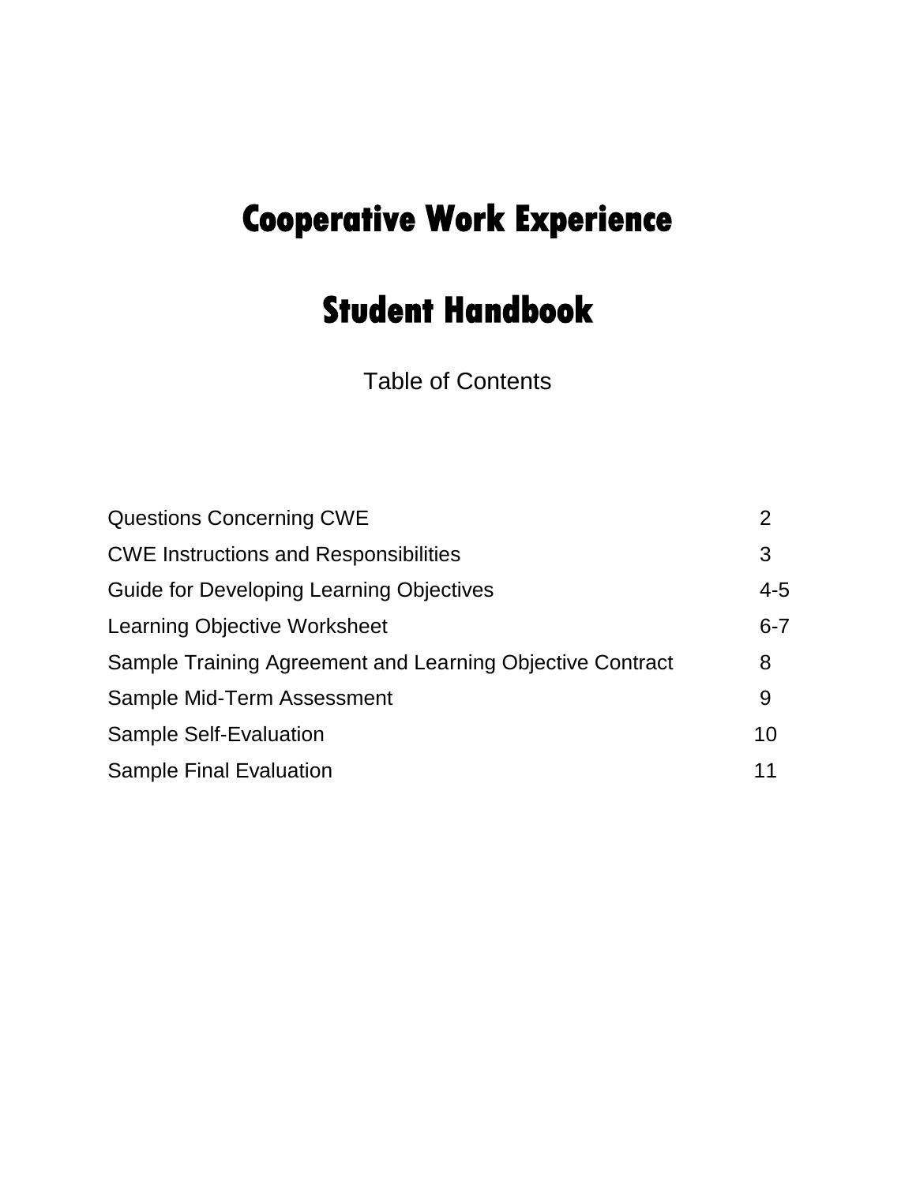# Cooperative Work Experience

# Student Handbook

Table of Contents

| | |
|---|---|
| Questions Concerning CWE | 2 |
| CWE Instructions and Responsibilities | 3 |
| Guide for Developing Learning Objectives | 4-5 |
| Learning Objective Worksheet | 6-7 |
| Sample Training Agreement and Learning Objective Contract | 8 |
| Sample Mid-Term Assessment | 9 |
| Sample Self-Evaluation | 10 |
| Sample Final Evaluation | 11 |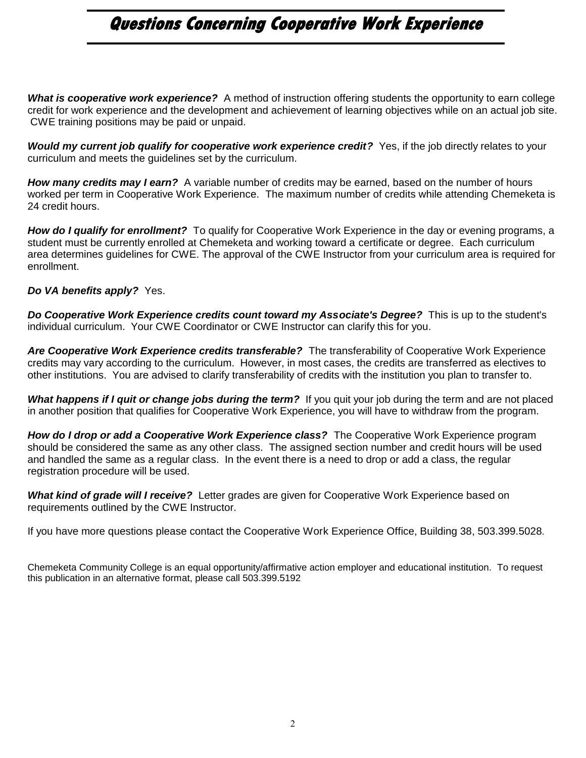# Questions Concerning Cooperative Work Experience

***What is cooperative work experience?*** A method of instruction offering students the opportunity to earn college credit for work experience and the development and achievement of learning objectives while on an actual job site. CWE training positions may be paid or unpaid.

***Would my current job qualify for cooperative work experience credit?*** Yes, if the job directly relates to your curriculum and meets the guidelines set by the curriculum.

***How many credits may I earn?*** A variable number of credits may be earned, based on the number of hours worked per term in Cooperative Work Experience. The maximum number of credits while attending Chemeketa is 24 credit hours.

***How do I qualify for enrollment?*** To qualify for Cooperative Work Experience in the day or evening programs, a student must be currently enrolled at Chemeketa and working toward a certificate or degree. Each curriculum area determines guidelines for CWE. The approval of the CWE Instructor from your curriculum area is required for enrollment.

***Do VA benefits apply?*** Yes.

***Do Cooperative Work Experience credits count toward my Associate's Degree?*** This is up to the student's individual curriculum. Your CWE Coordinator or CWE Instructor can clarify this for you.

***Are Cooperative Work Experience credits transferable?*** The transferability of Cooperative Work Experience credits may vary according to the curriculum. However, in most cases, the credits are transferred as electives to other institutions. You are advised to clarify transferability of credits with the institution you plan to transfer to.

***What happens if I quit or change jobs during the term?*** If you quit your job during the term and are not placed in another position that qualifies for Cooperative Work Experience, you will have to withdraw from the program.

***How do I drop or add a Cooperative Work Experience class?*** The Cooperative Work Experience program should be considered the same as any other class. The assigned section number and credit hours will be used and handled the same as a regular class. In the event there is a need to drop or add a class, the regular registration procedure will be used.

***What kind of grade will I receive?*** Letter grades are given for Cooperative Work Experience based on requirements outlined by the CWE Instructor.

If you have more questions please contact the Cooperative Work Experience Office, Building 38, 503.399.5028.

Chemeketa Community College is an equal opportunity/affirmative action employer and educational institution. To request this publication in an alternative format, please call 503.399.5192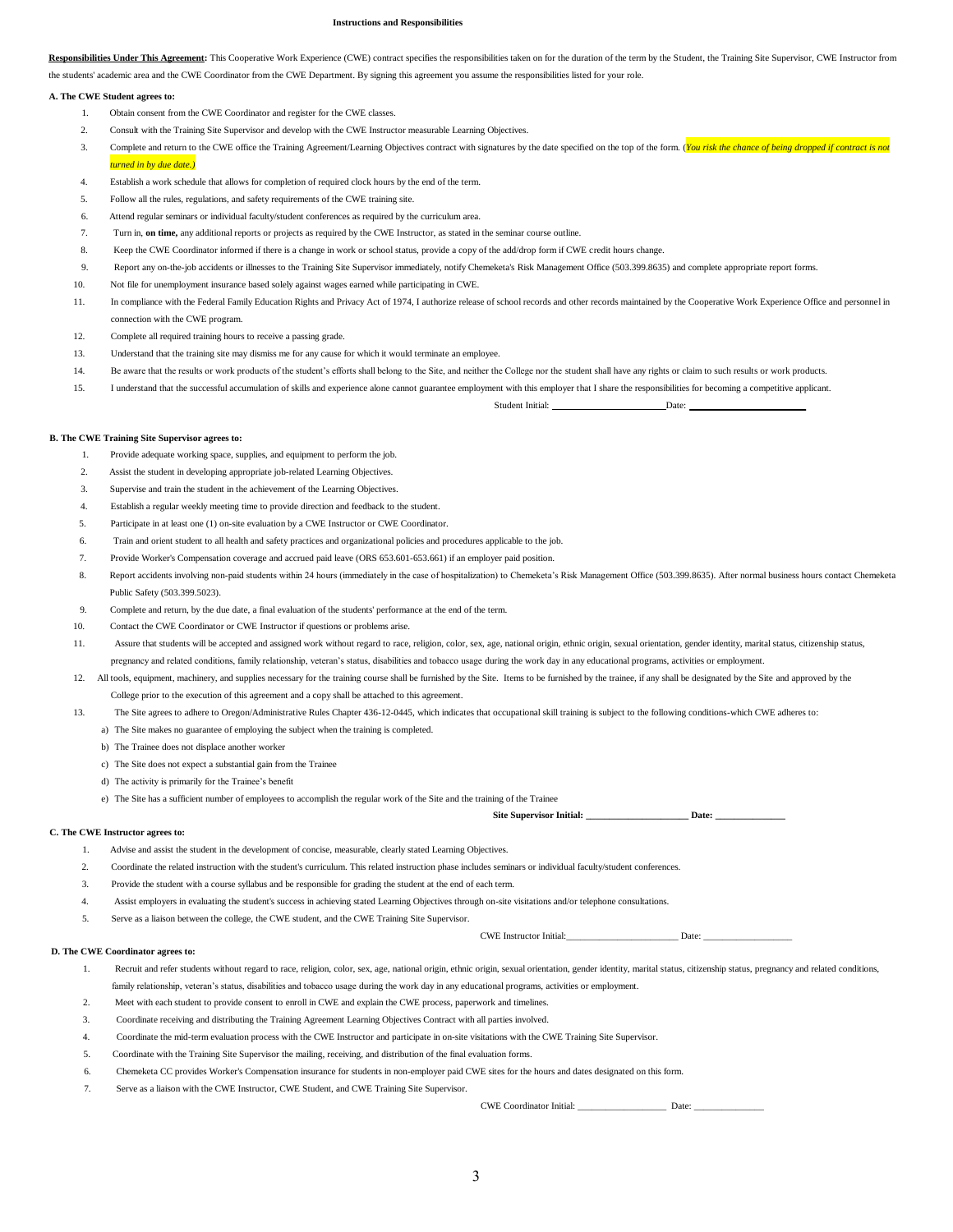### Instructions and Responsibilities

**Responsibilities Under This Agreement:** This Cooperative Work Experience (CWE) contract specifies the responsibilities taken on for the duration of the term by the Student, the Training Site Supervisor, CWE Instructor from the students' academic area and the CWE Coordinator from the CWE Department. By signing this agreement you assume the responsibilities listed for your role.

**A. The CWE Student agrees to:**

1. Obtain consent from the CWE Coordinator and register for the CWE classes.
2. Consult with the Training Site Supervisor and develop with the CWE Instructor measurable Learning Objectives.
3. Complete and return to the CWE office the Training Agreement/Learning Objectives contract with signatures by the date specified on the top of the form. (*You risk the chance of being dropped if contract is not turned in by due date.)*
4. Establish a work schedule that allows for completion of required clock hours by the end of the term.
5. Follow all the rules, regulations, and safety requirements of the CWE training site.
6. Attend regular seminars or individual faculty/student conferences as required by the curriculum area.
7. Turn in, **on time,** any additional reports or projects as required by the CWE Instructor, as stated in the seminar course outline.
8. Keep the CWE Coordinator informed if there is a change in work or school status, provide a copy of the add/drop form if CWE credit hours change.
9. Report any on-the-job accidents or illnesses to the Training Site Supervisor immediately, notify Chemeketa's Risk Management Office (503.399.8635) and complete appropriate report forms.
10. Not file for unemployment insurance based solely against wages earned while participating in CWE.
11. In compliance with the Federal Family Education Rights and Privacy Act of 1974, I authorize release of school records and other records maintained by the Cooperative Work Experience Office and personnel in connection with the CWE program.
12. Complete all required training hours to receive a passing grade.
13. Understand that the training site may dismiss me for any cause for which it would terminate an employee.
14. Be aware that the results or work products of the student's efforts shall belong to the Site, and neither the College nor the student shall have any rights or claim to such results or work products.
15. I understand that the successful accumulation of skills and experience alone cannot guarantee employment with this employer that I share the responsibilities for becoming a competitive applicant.

Student Initial: ________________________ Date: ________________________

**B. The CWE Training Site Supervisor agrees to:**

1. Provide adequate working space, supplies, and equipment to perform the job.
2. Assist the student in developing appropriate job-related Learning Objectives.
3. Supervise and train the student in the achievement of the Learning Objectives.
4. Establish a regular weekly meeting time to provide direction and feedback to the student.
5. Participate in at least one (1) on-site evaluation by a CWE Instructor or CWE Coordinator.
6. Train and orient student to all health and safety practices and organizational policies and procedures applicable to the job.
7. Provide Worker's Compensation coverage and accrued paid leave (ORS 653.601-653.661) if an employer paid position.
8. Report accidents involving non-paid students within 24 hours (immediately in the case of hospitalization) to Chemeketa's Risk Management Office (503.399.8635). After normal business hours contact Chemeketa Public Safety (503.399.5023).
9. Complete and return, by the due date, a final evaluation of the students' performance at the end of the term.
10. Contact the CWE Coordinator or CWE Instructor if questions or problems arise.
11. Assure that students will be accepted and assigned work without regard to race, religion, color, sex, age, national origin, ethnic origin, sexual orientation, gender identity, marital status, citizenship status, pregnancy and related conditions, family relationship, veteran's status, disabilities and tobacco usage during the work day in any educational programs, activities or employment.
12. All tools, equipment, machinery, and supplies necessary for the training course shall be furnished by the Site. Items to be furnished by the trainee, if any shall be designated by the Site and approved by the College prior to the execution of this agreement and a copy shall be attached to this agreement.
13. The Site agrees to adhere to Oregon/Administrative Rules Chapter 436-12-0445, which indicates that occupational skill training is subject to the following conditions-which CWE adheres to:
    a) The Site makes no guarantee of employing the subject when the training is completed.
    b) The Trainee does not displace another worker
    c) The Site does not expect a substantial gain from the Trainee
    d) The activity is primarily for the Trainee's benefit
    e) The Site has a sufficient number of employees to accomplish the regular work of the Site and the training of the Trainee

**Site Supervisor Initial: ______________________ Date: _______________**

**C. The CWE Instructor agrees to:**

1. Advise and assist the student in the development of concise, measurable, clearly stated Learning Objectives.
2. Coordinate the related instruction with the student's curriculum. This related instruction phase includes seminars or individual faculty/student conferences.
3. Provide the student with a course syllabus and be responsible for grading the student at the end of each term.
4. Assist employers in evaluating the student's success in achieving stated Learning Objectives through on-site visitations and/or telephone consultations.
5. Serve as a liaison between the college, the CWE student, and the CWE Training Site Supervisor.

CWE Instructor Initial:________________________ Date: ___________________

**D. The CWE Coordinator agrees to:**

1. Recruit and refer students without regard to race, religion, color, sex, age, national origin, ethnic origin, sexual orientation, gender identity, marital status, citizenship status, pregnancy and related conditions, family relationship, veteran's status, disabilities and tobacco usage during the work day in any educational programs, activities or employment.
2. Meet with each student to provide consent to enroll in CWE and explain the CWE process, paperwork and timelines.
3. Coordinate receiving and distributing the Training Agreement Learning Objectives Contract with all parties involved.
4. Coordinate the mid-term evaluation process with the CWE Instructor and participate in on-site visitations with the CWE Training Site Supervisor.
5. Coordinate with the Training Site Supervisor the mailing, receiving, and distribution of the final evaluation forms.
6. Chemeketa CC provides Worker's Compensation insurance for students in non-employer paid CWE sites for the hours and dates designated on this form.
7. Serve as a liaison with the CWE Instructor, CWE Student, and CWE Training Site Supervisor.

CWE Coordinator Initial: ___________________ Date: _______________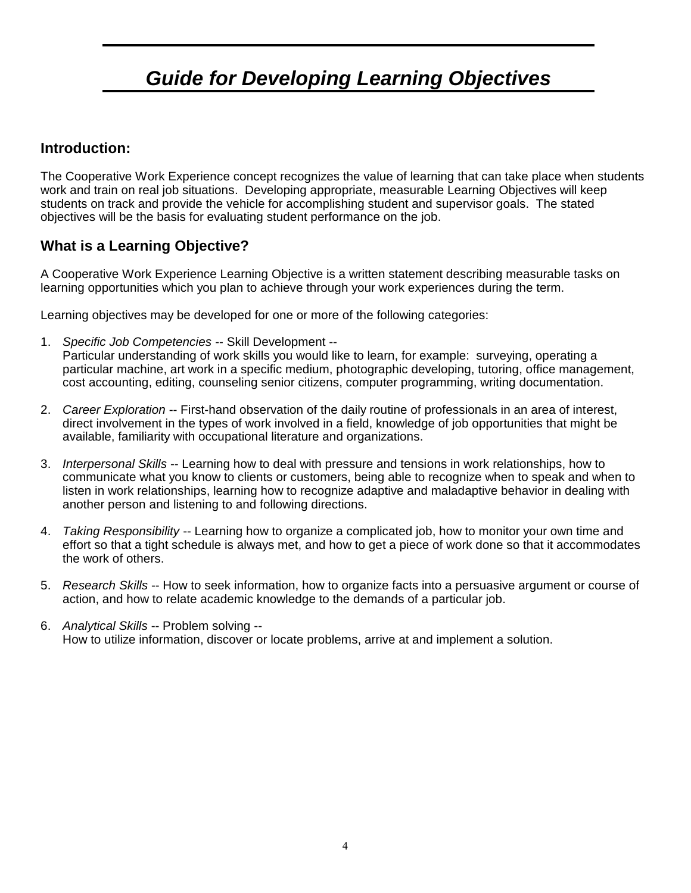# *Guide for Developing Learning Objectives*

## Introduction:

The Cooperative Work Experience concept recognizes the value of learning that can take place when students work and train on real job situations. Developing appropriate, measurable Learning Objectives will keep students on track and provide the vehicle for accomplishing student and supervisor goals. The stated objectives will be the basis for evaluating student performance on the job.

## What is a Learning Objective?

A Cooperative Work Experience Learning Objective is a written statement describing measurable tasks on learning opportunities which you plan to achieve through your work experiences during the term.

Learning objectives may be developed for one or more of the following categories:

1. *Specific Job Competencies* -- Skill Development --
   Particular understanding of work skills you would like to learn, for example: surveying, operating a particular machine, art work in a specific medium, photographic developing, tutoring, office management, cost accounting, editing, counseling senior citizens, computer programming, writing documentation.

2. *Career Exploration* -- First-hand observation of the daily routine of professionals in an area of interest, direct involvement in the types of work involved in a field, knowledge of job opportunities that might be available, familiarity with occupational literature and organizations.

3. *Interpersonal Skills* -- Learning how to deal with pressure and tensions in work relationships, how to communicate what you know to clients or customers, being able to recognize when to speak and when to listen in work relationships, learning how to recognize adaptive and maladaptive behavior in dealing with another person and listening to and following directions.

4. *Taking Responsibility* -- Learning how to organize a complicated job, how to monitor your own time and effort so that a tight schedule is always met, and how to get a piece of work done so that it accommodates the work of others.

5. *Research Skills* -- How to seek information, how to organize facts into a persuasive argument or course of action, and how to relate academic knowledge to the demands of a particular job.

6. *Analytical Skills* -- Problem solving --
   How to utilize information, discover or locate problems, arrive at and implement a solution.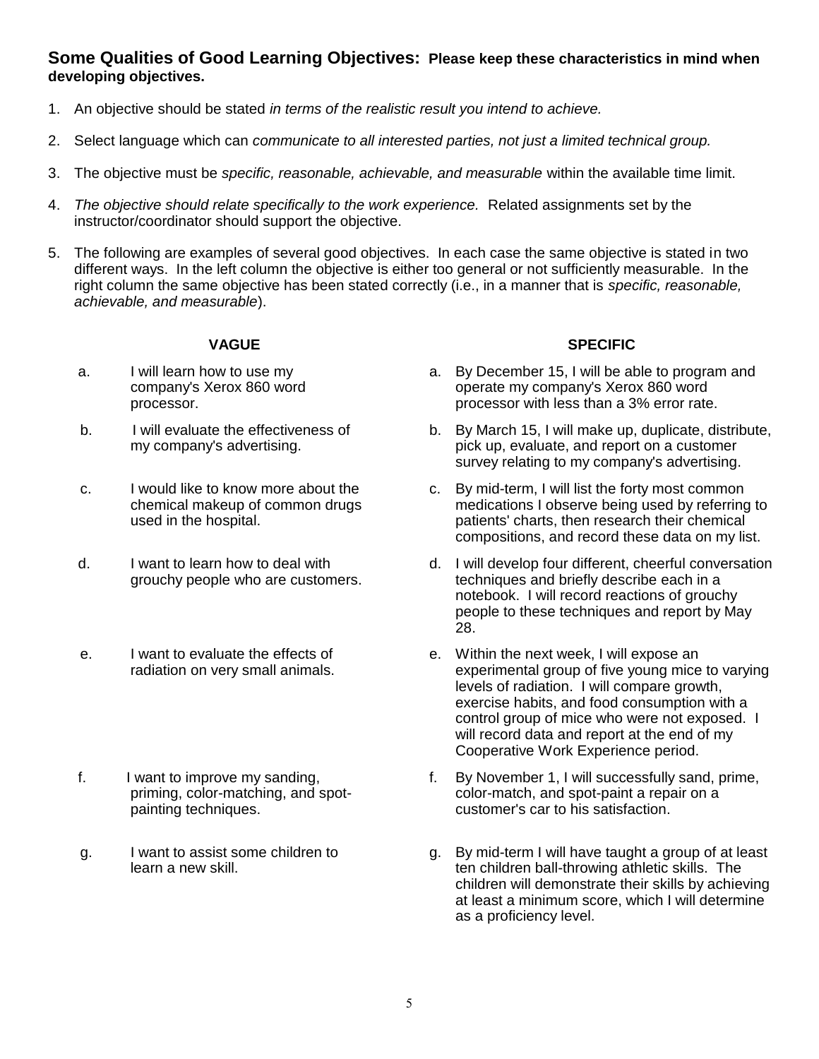## Some Qualities of Good Learning Objectives: **Please keep these characteristics in mind when developing objectives.**

1. An objective should be stated *in terms of the realistic result you intend to achieve.*

2. Select language which can *communicate to all interested parties, not just a limited technical group.*

3. The objective must be *specific, reasonable, achievable, and measurable* within the available time limit.

4. *The objective should relate specifically to the work experience.* Related assignments set by the instructor/coordinator should support the objective.

5. The following are examples of several good objectives. In each case the same objective is stated in two different ways. In the left column the objective is either too general or not sufficiently measurable. In the right column the same objective has been stated correctly (i.e., in a manner that is *specific, reasonable, achievable, and measurable*).

| VAGUE | SPECIFIC |
|---|---|
| a. I will learn how to use my company's Xerox 860 word processor. | a. By December 15, I will be able to program and operate my company's Xerox 860 word processor with less than a 3% error rate. |
| b. I will evaluate the effectiveness of my company's advertising. | b. By March 15, I will make up, duplicate, distribute, pick up, evaluate, and report on a customer survey relating to my company's advertising. |
| c. I would like to know more about the chemical makeup of common drugs used in the hospital. | c. By mid-term, I will list the forty most common medications I observe being used by referring to patients' charts, then research their chemical compositions, and record these data on my list. |
| d. I want to learn how to deal with grouchy people who are customers. | d. I will develop four different, cheerful conversation techniques and briefly describe each in a notebook. I will record reactions of grouchy people to these techniques and report by May 28. |
| e. I want to evaluate the effects of radiation on very small animals. | e. Within the next week, I will expose an experimental group of five young mice to varying levels of radiation. I will compare growth, exercise habits, and food consumption with a control group of mice who were not exposed. I will record data and report at the end of my Cooperative Work Experience period. |
| f. I want to improve my sanding, priming, color-matching, and spot-painting techniques. | f. By November 1, I will successfully sand, prime, color-match, and spot-paint a repair on a customer's car to his satisfaction. |
| g. I want to assist some children to learn a new skill. | g. By mid-term I will have taught a group of at least ten children ball-throwing athletic skills. The children will demonstrate their skills by achieving at least a minimum score, which I will determine as a proficiency level. |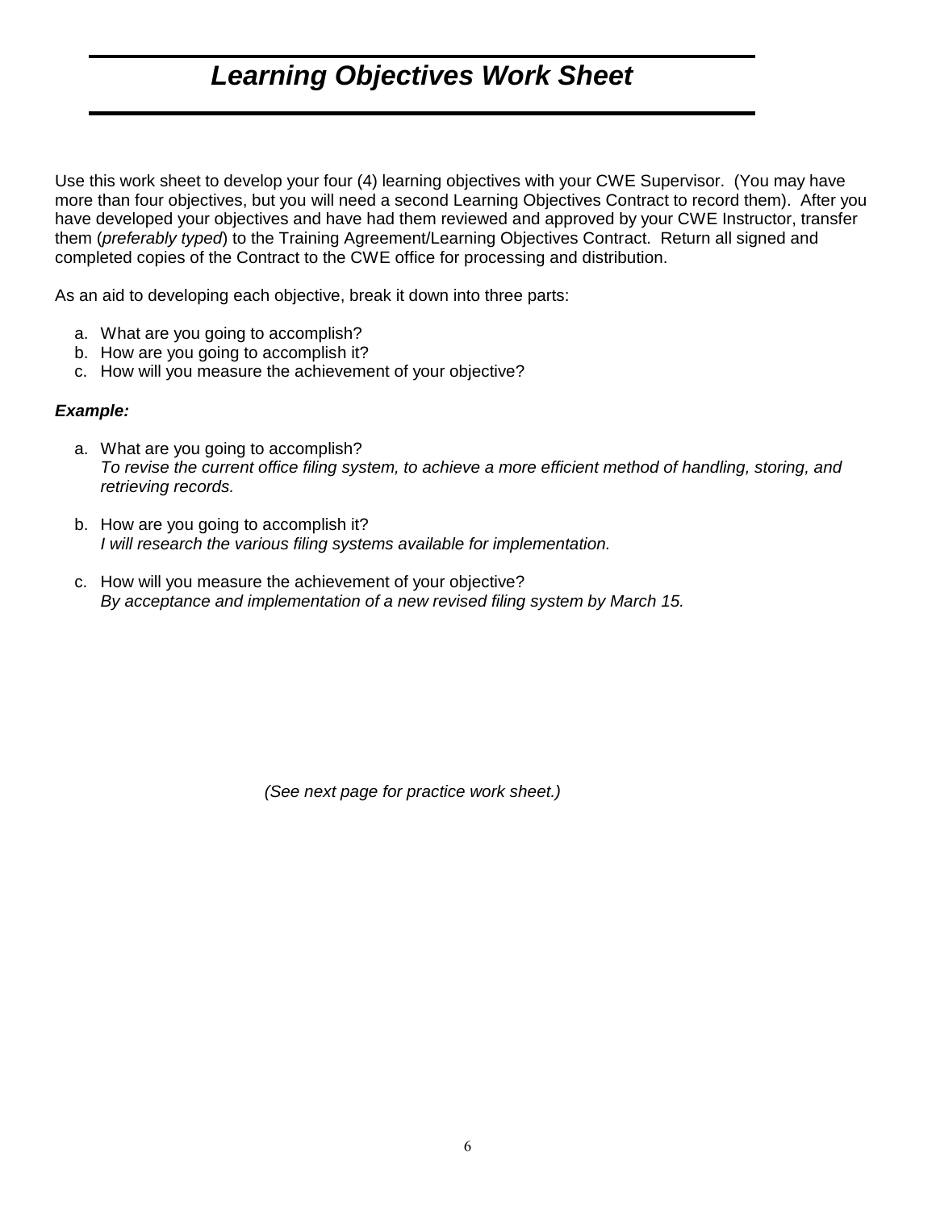# *Learning Objectives Work Sheet*

Use this work sheet to develop your four (4) learning objectives with your CWE Supervisor. (You may have more than four objectives, but you will need a second Learning Objectives Contract to record them). After you have developed your objectives and have had them reviewed and approved by your CWE Instructor, transfer them (*preferably typed*) to the Training Agreement/Learning Objectives Contract. Return all signed and completed copies of the Contract to the CWE office for processing and distribution.

As an aid to developing each objective, break it down into three parts:

a. What are you going to accomplish?
b. How are you going to accomplish it?
c. How will you measure the achievement of your objective?

***Example:***

a. What are you going to accomplish?
   *To revise the current office filing system, to achieve a more efficient method of handling, storing, and retrieving records.*

b. How are you going to accomplish it?
   *I will research the various filing systems available for implementation.*

c. How will you measure the achievement of your objective?
   *By acceptance and implementation of a new revised filing system by March 15.*

*(See next page for practice work sheet.)*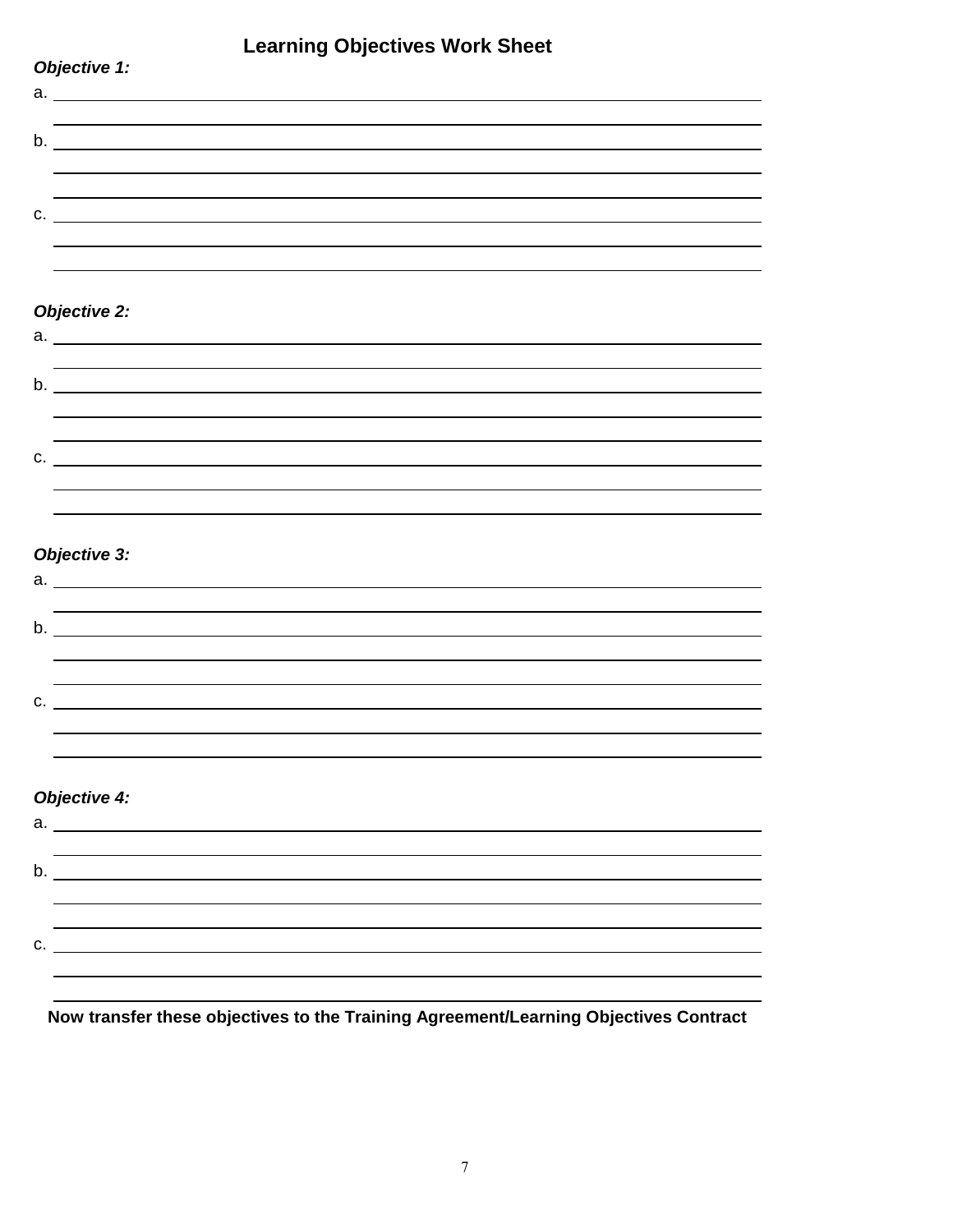# Learning Objectives Work Sheet

***Objective 1:***

a. ______________________________________________________________________

______________________________________________________________________

b. ______________________________________________________________________

______________________________________________________________________

______________________________________________________________________

c. ______________________________________________________________________

______________________________________________________________________

______________________________________________________________________

***Objective 2:***

a. ______________________________________________________________________

______________________________________________________________________

b. ______________________________________________________________________

______________________________________________________________________

______________________________________________________________________

c. ______________________________________________________________________

______________________________________________________________________

______________________________________________________________________

***Objective 3:***

a. ______________________________________________________________________

______________________________________________________________________

b. ______________________________________________________________________

______________________________________________________________________

______________________________________________________________________

c. ______________________________________________________________________

______________________________________________________________________

______________________________________________________________________

***Objective 4:***

a. ______________________________________________________________________

______________________________________________________________________

b. ______________________________________________________________________

______________________________________________________________________

______________________________________________________________________

c. ______________________________________________________________________

______________________________________________________________________

______________________________________________________________________

**Now transfer these objectives to the Training Agreement/Learning Objectives Contract**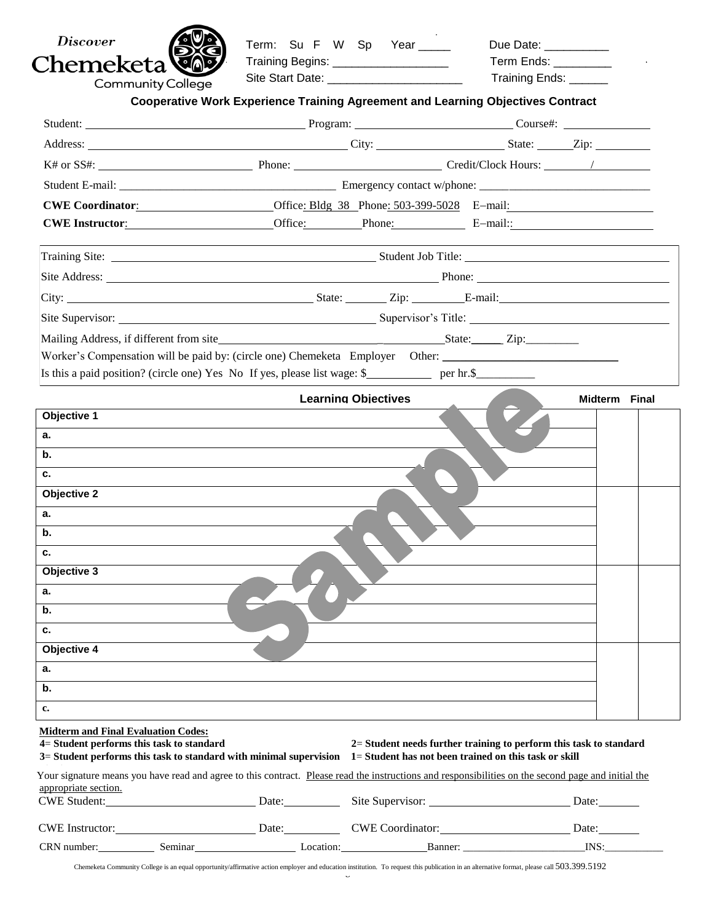Discover Chemeketa Community College

Term: Su F W Sp Year _____ Due Date: __________

Training Begins: __________________ Term Ends: _________

Site Start Date: _____________________ Training Ends: ______

## Cooperative Work Experience Training Agreement and Learning Objectives Contract

Student: ______________________ Program: ______________________ Course#: ____________

Address: ______________________ City: ______________ State: ______ Zip: __________

K# or SS#: ______________ Phone: ______________ Credit/Clock Hours: ______/______

Student E-mail: ______________________ Emergency contact w/phone: ______________________

**CWE Coordinator**: ______________ Office: Bldg 38 Phone: 503-399-5028 E–mail: ______________

**CWE Instructor**: ______________ Office: ________ Phone: ________ E–mail:: ______________

Training Site: ______________________ Student Job Title: ______________________

Site Address: ______________________ Phone: ______________________

City: ______________ State: ______ Zip: ______ E-mail: ______________

Site Supervisor: ______________________ Supervisor's Title: ______________________

Mailing Address, if different from site______________________ State:_____ Zip:_________

Worker's Compensation will be paid by: (circle one) Chemeketa Employer Other: ______________

Is this a paid position? (circle one) Yes No If yes, please list wage: $__________ per hr.$__________

| Learning Objectives | Midterm | Final |
|---|---|---|
| **Objective 1** | | |
| **a.** | | |
| **b.** | | |
| **c.** | | |
| **Objective 2** | | |
| **a.** | | |
| **b.** | | |
| **c.** | | |
| **Objective 3** | | |
| **a.** | | |
| **b.** | | |
| **c.** | | |
| **Objective 4** | | |
| **a.** | | |
| **b.** | | |
| **c.** | | |

Sample

**Midterm and Final Evaluation Codes:**

**4= Student performs this task to standard**

**3= Student performs this task to standard with minimal supervision**

**2= Student needs further training to perform this task to standard**

**1= Student has not been trained on this task or skill**

Your signature means you have read and agree to this contract. Please read the instructions and responsibilities on the second page and initial the appropriate section.

CWE Student: ______________ Date: ________ Site Supervisor: ______________ Date: ________

CWE Instructor: ______________ Date: ________ CWE Coordinator: ______________ Date: ________

CRN number: ________ Seminar ________ Location: ________ Banner: ________ INS: ________

Chemeketa Community College is an equal opportunity/affirmative action employer and education institution. To request this publication in an alternative format, please call 503.399.5192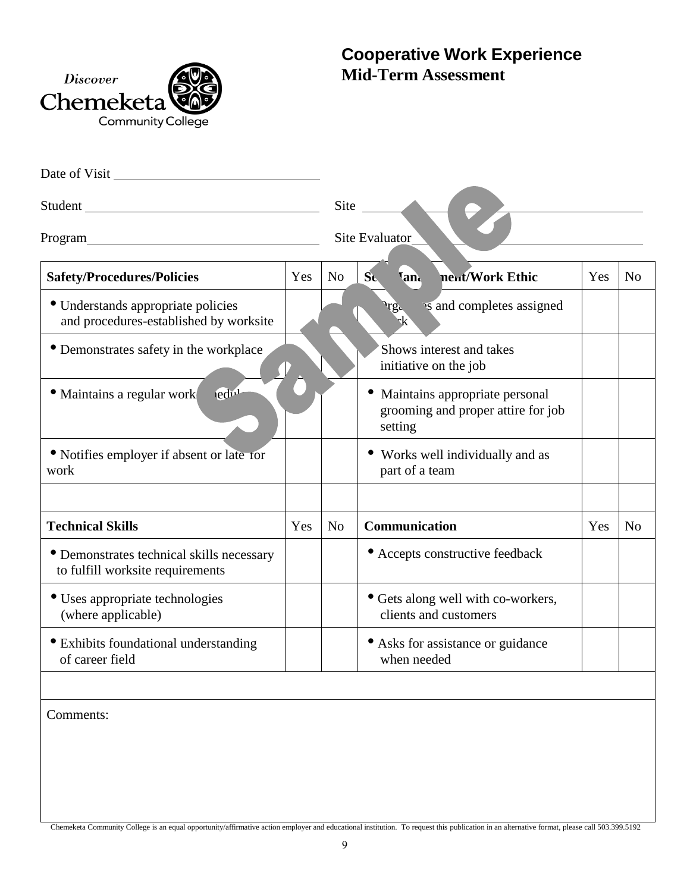# Cooperative Work Experience
## Mid-Term Assessment

Discover Chemeketa Community College

Sample

Date of Visit ____________________

Student ____________________ Site ____________________

Program ____________________ Site Evaluator ____________________

| Safety/Procedures/Policies | Yes | No | Self Management/Work Ethic | Yes | No |
|---|---|---|---|---|---|
| • Understands appropriate policies and procedures-established by worksite | | | • Organizes and completes assigned work | | |
| • Demonstrates safety in the workplace | | | • Shows interest and takes initiative on the job | | |
| • Maintains a regular work schedule | | | • Maintains appropriate personal grooming and proper attire for job setting | | |
| • Notifies employer if absent or late for work | | | • Works well individually and as part of a team | | |
| | | | | | |
| **Technical Skills** | **Yes** | **No** | **Communication** | **Yes** | **No** |
| • Demonstrates technical skills necessary to fulfill worksite requirements | | | • Accepts constructive feedback | | |
| • Uses appropriate technologies (where applicable) | | | • Gets along well with co-workers, clients and customers | | |
| • Exhibits foundational understanding of career field | | | • Asks for assistance or guidance when needed | | |

Comments:

Chemeketa Community College is an equal opportunity/affirmative action employer and educational institution. To request this publication in an alternative format, please call 503.399.5192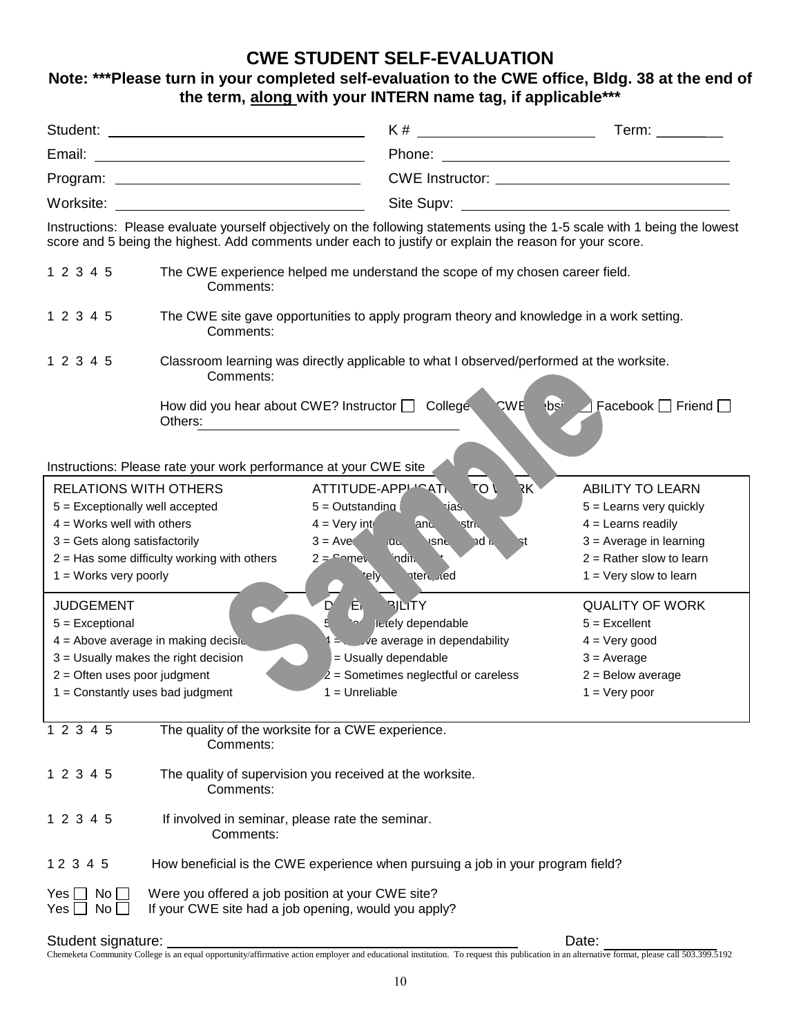# CWE STUDENT SELF-EVALUATION

**Note: \*\*\*Please turn in your completed self-evaluation to the CWE office, Bldg. 38 at the end of the term, along with your INTERN name tag, if applicable\*\*\***

Student: ______________________ K # ______________________ Term: ________

Email: ______________________ Phone: ______________________

Program: ______________________ CWE Instructor: ______________________

Worksite: ______________________ Site Supv: ______________________

Instructions: Please evaluate yourself objectively on the following statements using the 1-5 scale with 1 being the lowest score and 5 being the highest. Add comments under each to justify or explain the reason for your score.

1 2 3 4 5 The CWE experience helped me understand the scope of my chosen career field.
Comments:

1 2 3 4 5 The CWE site gave opportunities to apply program theory and knowledge in a work setting.
Comments:

1 2 3 4 5 Classroom learning was directly applicable to what I observed/performed at the worksite.
Comments:

How did you hear about CWE? Instructor ☐ College ☐ CWE Website ☐ Facebook ☐ Friend ☐
Others: ______________________

Instructions: Please rate your work performance at your CWE site

| RELATIONS WITH OTHERS | ATTITUDE-APPLICATION TO WORK | ABILITY TO LEARN |
|---|---|---|
| 5 = Exceptionally well accepted | 5 = Outstanding in enthusiasm | 5 = Learns very quickly |
| 4 = Works well with others | 4 = Very interested and industrious | 4 = Learns readily |
| 3 = Gets along satisfactorily | 3 = Average in diligence and interest | 3 = Average in learning |
| 2 = Has some difficulty working with others | 2 = Somewhat indifferent | 2 = Rather slow to learn |
| 1 = Works very poorly | 1 = Definitely not interested | 1 = Very slow to learn |
| **JUDGEMENT** | **DEPENDABILITY** | **QUALITY OF WORK** |
| 5 = Exceptional | 5 = Completely dependable | 5 = Excellent |
| 4 = Above average in making decisions | 4 = Above average in dependability | 4 = Very good |
| 3 = Usually makes the right decision | 3 = Usually dependable | 3 = Average |
| 2 = Often uses poor judgment | 2 = Sometimes neglectful or careless | 2 = Below average |
| 1 = Constantly uses bad judgment | 1 = Unreliable | 1 = Very poor |

1 2 3 4 5 The quality of the worksite for a CWE experience.
Comments:

1 2 3 4 5 The quality of supervision you received at the worksite.
Comments:

1 2 3 4 5 If involved in seminar, please rate the seminar.
Comments:

1 2 3 4 5 How beneficial is the CWE experience when pursuing a job in your program field?

Yes ☐ No ☐ Were you offered a job position at your CWE site?
Yes ☐ No ☐ If your CWE site had a job opening, would you apply?

Student signature: ______________________ Date: ____________

Chemeketa Community College is an equal opportunity/affirmative action employer and educational institution. To request this publication in an alternative format, please call 503.399.5192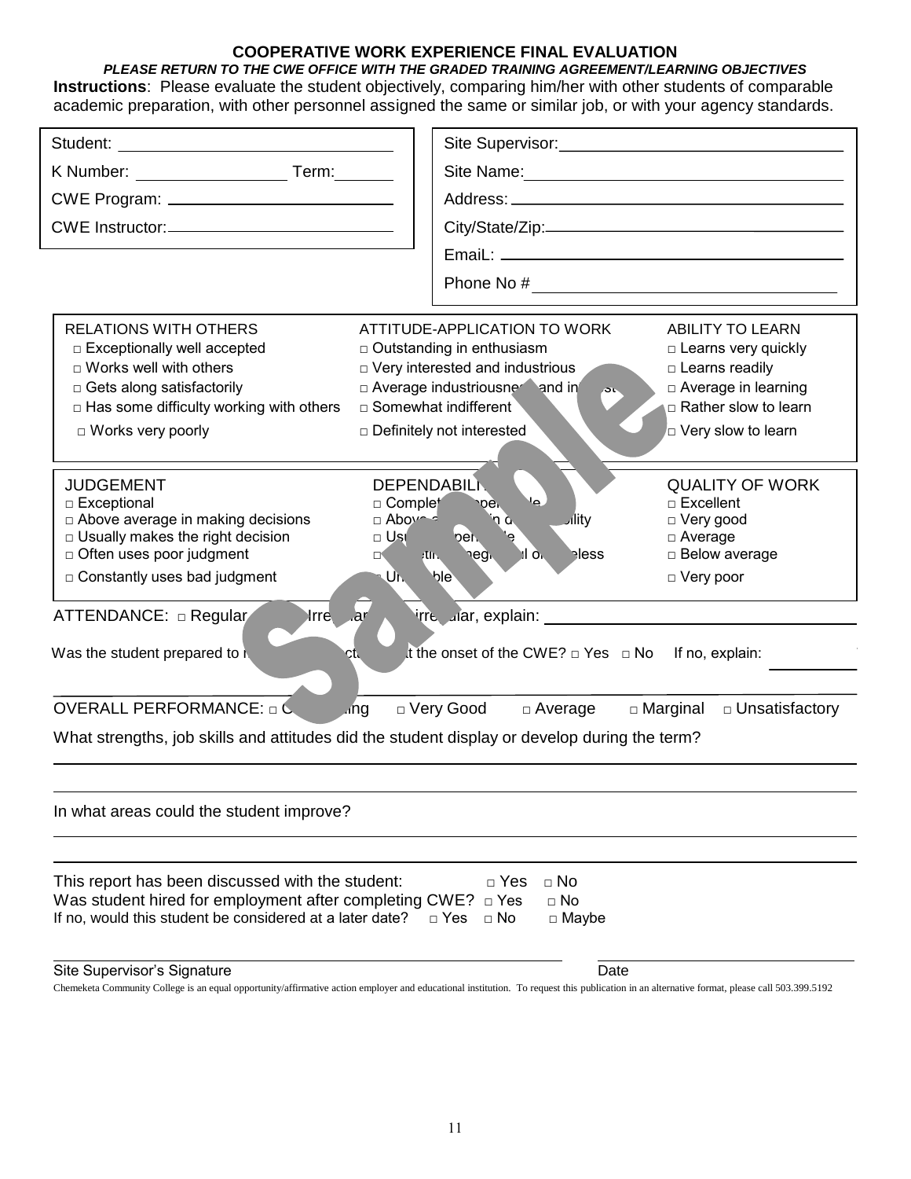# COOPERATIVE WORK EXPERIENCE FINAL EVALUATION

***PLEASE RETURN TO THE CWE OFFICE WITH THE GRADED TRAINING AGREEMENT/LEARNING OBJECTIVES***

**Instructions**: Please evaluate the student objectively, comparing him/her with other students of comparable academic preparation, with other personnel assigned the same or similar job, or with your agency standards.

Student: ______________________________

K Number: ________________ Term: _______

CWE Program: ______________________________

CWE Instructor: ______________________________

Site Supervisor: ______________________________

Site Name: ______________________________

Address: ______________________________

City/State/Zip: ______________________________

EmaiL: ______________________________

Phone No # ______________________________

| RELATIONS WITH OTHERS | ATTITUDE-APPLICATION TO WORK | ABILITY TO LEARN |
|---|---|---|
| □ Exceptionally well accepted | □ Outstanding in enthusiasm | □ Learns very quickly |
| □ Works well with others | □ Very interested and industrious | □ Learns readily |
| □ Gets along satisfactorily | □ Average industriousness and interest | □ Average in learning |
| □ Has some difficulty working with others | □ Somewhat indifferent | □ Rather slow to learn |
| □ Works very poorly | □ Definitely not interested | □ Very slow to learn |

| JUDGEMENT | DEPENDABILITY | QUALITY OF WORK |
|---|---|---|
| □ Exceptional | □ Completely dependable | □ Excellent |
| □ Above average in making decisions | □ Above average in dependability | □ Very good |
| □ Usually makes the right decision | □ Usually dependable | □ Average |
| □ Often uses poor judgment | □ Sometimes neglectful or careless | □ Below average |
| □ Constantly uses bad judgment | □ Unreliable | □ Very poor |

ATTENDANCE: □ Regular □ Irregular If irregular, explain: ______________________________

Was the student prepared to meet the expectations at the onset of the CWE? □ Yes □ No If no, explain: __________

______________________________

OVERALL PERFORMANCE: □ Outstanding □ Very Good □ Average □ Marginal □ Unsatisfactory

What strengths, job skills and attitudes did the student display or develop during the term?

______________________________

______________________________

In what areas could the student improve?

______________________________

______________________________

This report has been discussed with the student: □ Yes □ No

Was student hired for employment after completing CWE? □ Yes □ No

If no, would this student be considered at a later date? □ Yes □ No □ Maybe

______________________________ ______________

Site Supervisor's Signature Date

Chemeketa Community College is an equal opportunity/affirmative action employer and educational institution. To request this publication in an alternative format, please call 503.399.5192